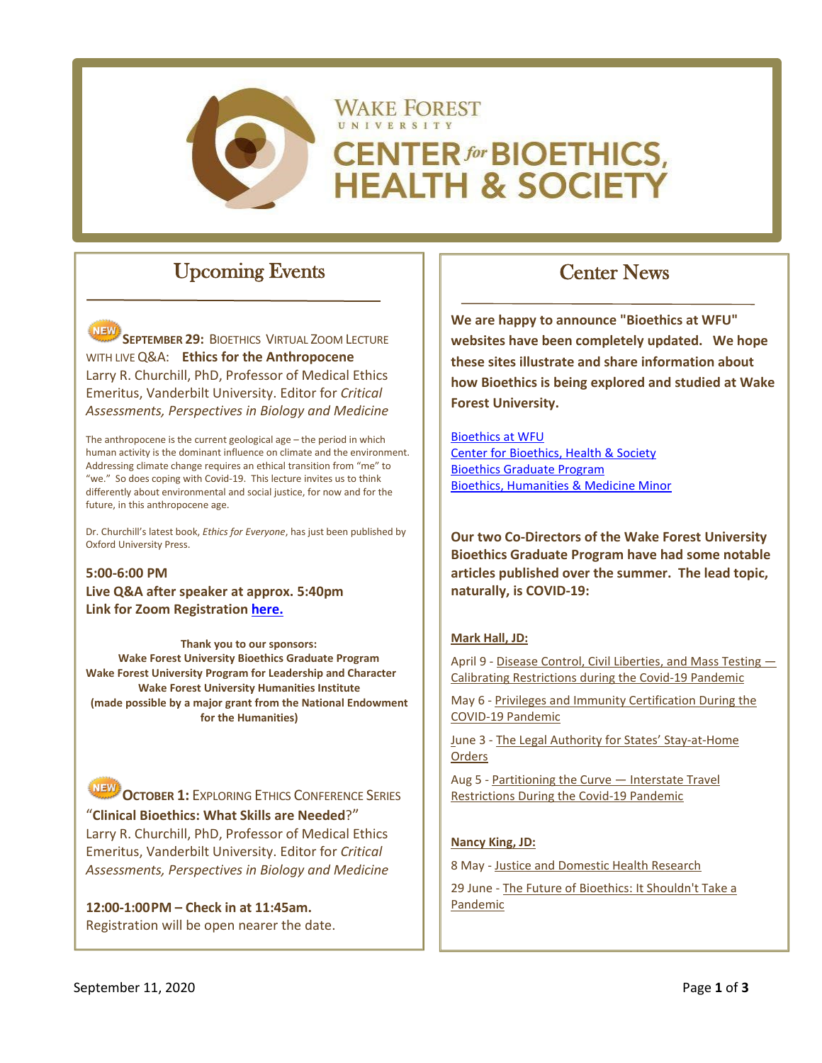# WAKE FOREST UNIVERSITY CENTER *for* BIOETHICS, HEALTH & SOCIETY

## Upcoming Events

NEW **SEPTEMBER 29:** BIOETHICS VIRTUAL ZOOM LECTURE WITH LIVE Q&A: **Ethics for the Anthropocene**
Larry R. Churchill, PhD, Professor of Medical Ethics Emeritus, Vanderbilt University. Editor for *Critical Assessments, Perspectives in Biology and Medicine*

The anthropocene is the current geological age – the period in which human activity is the dominant influence on climate and the environment. Addressing climate change requires an ethical transition from "me" to "we." So does coping with Covid-19. This lecture invites us to think differently about environmental and social justice, for now and for the future, in this anthropocene age.

Dr. Churchill's latest book, *Ethics for Everyone*, has just been published by Oxford University Press.

**5:00-6:00 PM**
**Live Q&A after speaker at approx. 5:40pm**
**Link for Zoom Registration [here.](#)**

**Thank you to our sponsors:**
**Wake Forest University Bioethics Graduate Program**
**Wake Forest University Program for Leadership and Character**
**Wake Forest University Humanities Institute**
**(made possible by a major grant from the National Endowment for the Humanities)**

NEW **OCTOBER 1:** EXPLORING ETHICS CONFERENCE SERIES
"**Clinical Bioethics: What Skills are Needed**?"
Larry R. Churchill, PhD, Professor of Medical Ethics Emeritus, Vanderbilt University. Editor for *Critical Assessments, Perspectives in Biology and Medicine*

**12:00-1:00PM – Check in at 11:45am.**
Registration will be open nearer the date.

## Center News

**We are happy to announce "Bioethics at WFU" websites have been completely updated. We hope these sites illustrate and share information about how Bioethics is being explored and studied at Wake Forest University.**

[Bioethics at WFU](#)
[Center for Bioethics, Health & Society](#)
[Bioethics Graduate Program](#)
[Bioethics, Humanities & Medicine Minor](#)

**Our two Co-Directors of the Wake Forest University Bioethics Graduate Program have had some notable articles published over the summer. The lead topic, naturally, is COVID-19:**

**Mark Hall, JD:**

April 9 - [Disease Control, Civil Liberties, and Mass Testing — Calibrating Restrictions during the Covid-19 Pandemic](#)

May 6 - [Privileges and Immunity Certification During the COVID-19 Pandemic](#)

June 3 - [The Legal Authority for States' Stay-at-Home Orders](#)

Aug 5 - [Partitioning the Curve — Interstate Travel Restrictions During the Covid-19 Pandemic](#)

**Nancy King, JD:**

8 May - [Justice and Domestic Health Research](#)

29 June - [The Future of Bioethics: It Shouldn't Take a Pandemic](#)

September 11, 2020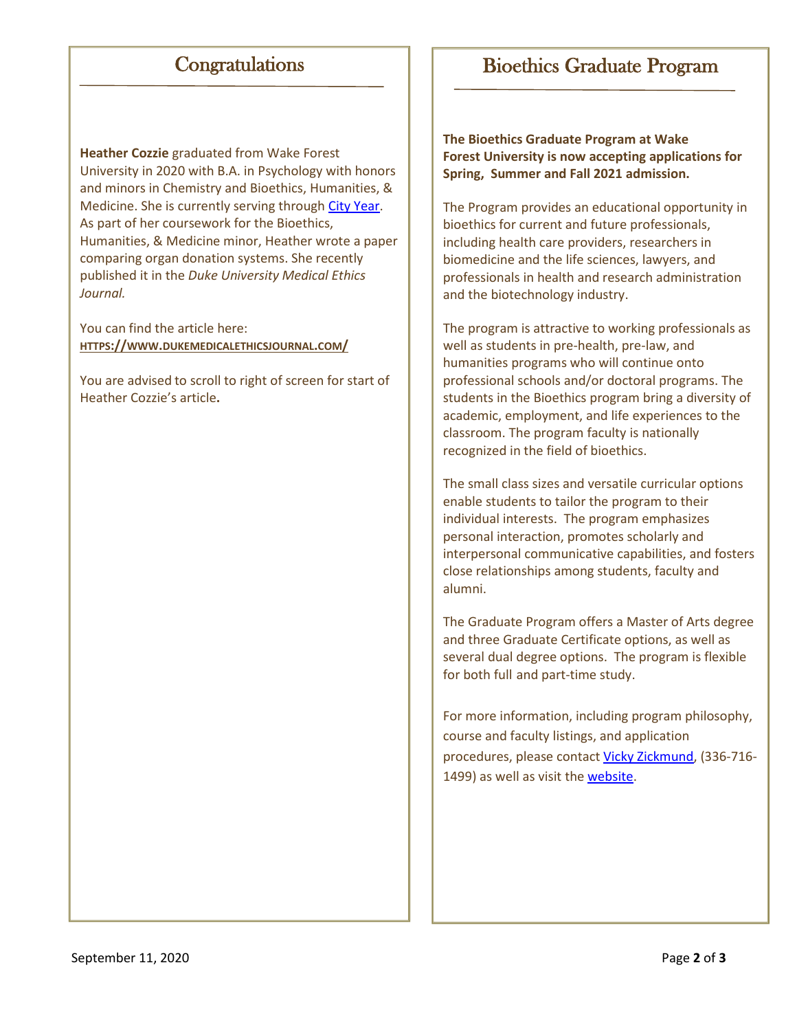## Congratulations

**Heather Cozzie** graduated from Wake Forest University in 2020 with B.A. in Psychology with honors and minors in Chemistry and Bioethics, Humanities, & Medicine. She is currently serving through City Year. As part of her coursework for the Bioethics, Humanities, & Medicine minor, Heather wrote a paper comparing organ donation systems. She recently published it in the *Duke University Medical Ethics Journal.*

You can find the article here:
**HTTPS://WWW.DUKEMEDICALETHICSJOURNAL.COM/**

You are advised to scroll to right of screen for start of Heather Cozzie's article**.**

## Bioethics Graduate Program

**The Bioethics Graduate Program at Wake Forest University is now accepting applications for Spring, Summer and Fall 2021 admission.**

The Program provides an educational opportunity in bioethics for current and future professionals, including health care providers, researchers in biomedicine and the life sciences, lawyers, and professionals in health and research administration and the biotechnology industry.

The program is attractive to working professionals as well as students in pre-health, pre-law, and humanities programs who will continue onto professional schools and/or doctoral programs. The students in the Bioethics program bring a diversity of academic, employment, and life experiences to the classroom. The program faculty is nationally recognized in the field of bioethics.

The small class sizes and versatile curricular options enable students to tailor the program to their individual interests. The program emphasizes personal interaction, promotes scholarly and interpersonal communicative capabilities, and fosters close relationships among students, faculty and alumni.

The Graduate Program offers a Master of Arts degree and three Graduate Certificate options, as well as several dual degree options. The program is flexible for both full and part-time study.

For more information, including program philosophy, course and faculty listings, and application procedures, please contact Vicky Zickmund, (336-716-1499) as well as visit the website.

September 11, 2020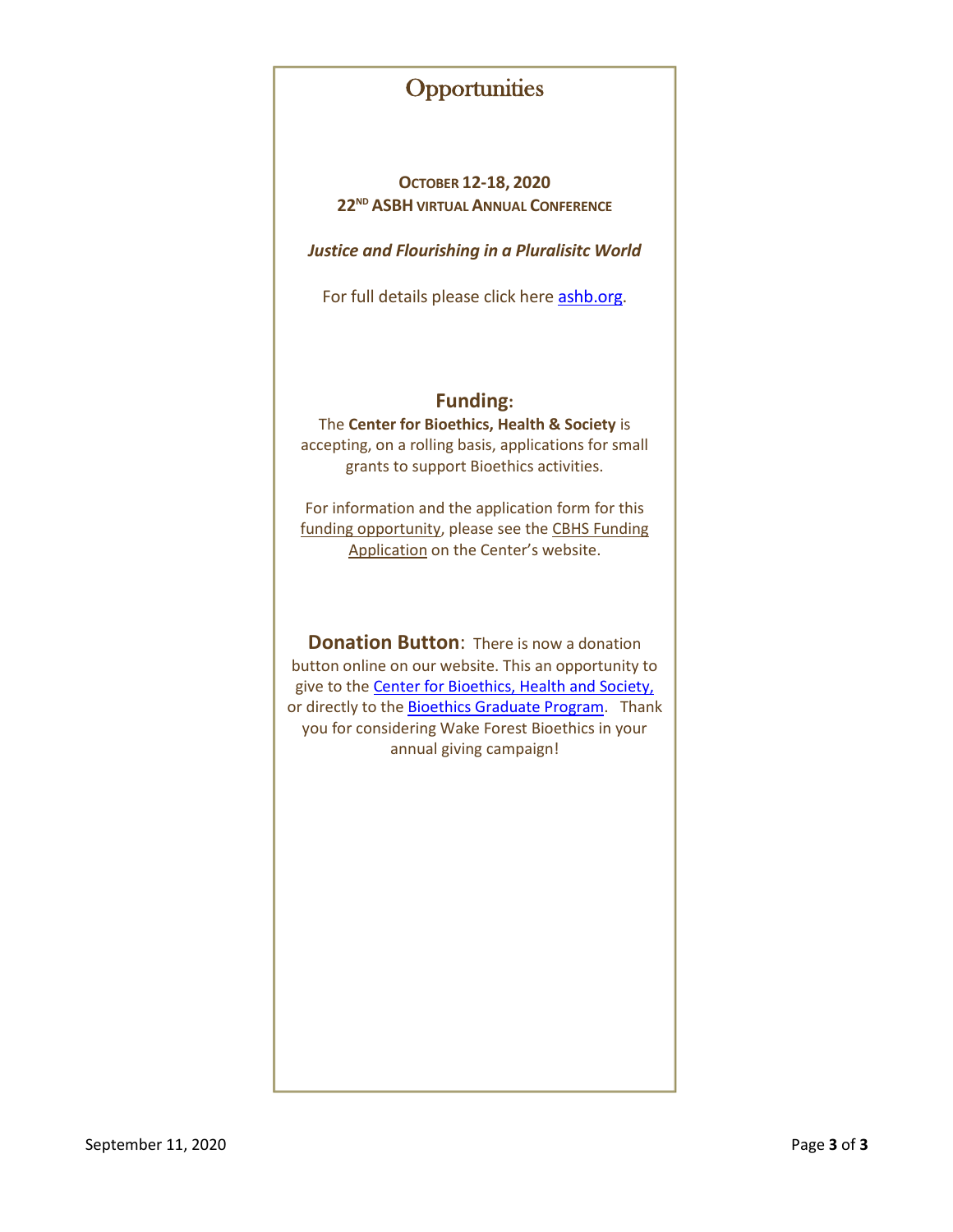# Opportunities

**October 12-18, 2020**
**22ND ASBH virtual Annual Conference**

***Justice and Flourishing in a Pluralisitc World***

For full details please click here ashb.org.

## Funding:

The **Center for Bioethics, Health & Society** is accepting, on a rolling basis, applications for small grants to support Bioethics activities.

For information and the application form for this funding opportunity, please see the CBHS Funding Application on the Center's website.

**Donation Button**: There is now a donation button online on our website. This an opportunity to give to the Center for Bioethics, Health and Society, or directly to the Bioethics Graduate Program. Thank you for considering Wake Forest Bioethics in your annual giving campaign!

September 11, 2020